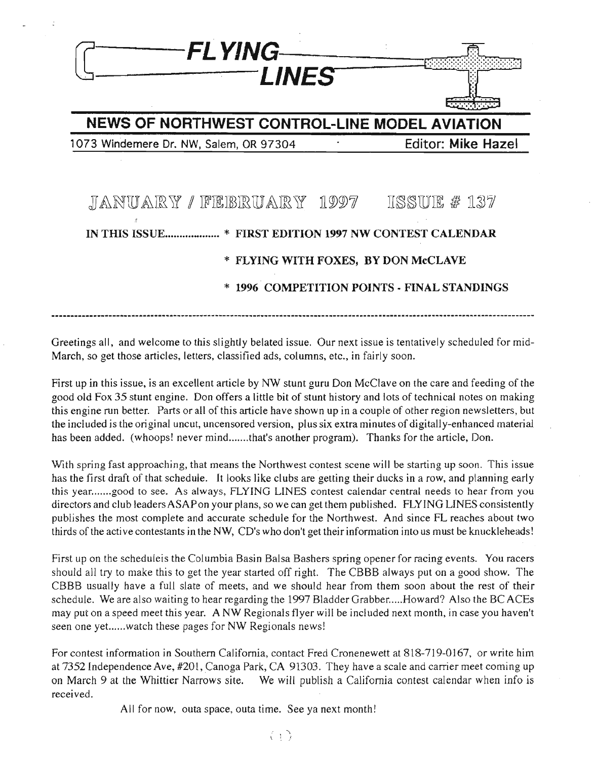# FLYING LINES

## NEWS OF NORTHWEST CONTROL-LINE MODEL AVIATION

1073 Windemere Dr. NW, Salem, OR 97304 — Editor: **Mike Hazel**

## JANUARY / FEBRUARY 1997 ISSUE # 137

**IN THIS ISSUE..................**
- **FIRST EDITION 1997 NW CONTEST CALENDAR**
- **FLYING WITH FOXES, BY DON McCLAVE**
- **1996 COMPETITION POINTS - FINAL STANDINGS**

---

Greetings all, and welcome to this slightly belated issue. Our next issue is tentatively scheduled for mid-March, so get those articles, letters, classified ads, columns, etc., in fairly soon.

First up in this issue, is an excellent article by NW stunt guru Don McClave on the care and feeding of the good old Fox 35 stunt engine. Don offers a little bit of stunt history and lots of technical notes on making this engine run better. Parts or all of this article have shown up in a couple of other region newsletters, but the included is the original uncut, uncensored version, plus six extra minutes of digitally-enhanced material has been added. (whoops! never mind.......that's another program). Thanks for the article, Don.

With spring fast approaching, that means the Northwest contest scene will be starting up soon. This issue has the first draft of that schedule. It looks like clubs are getting their ducks in a row, and planning early this year.......good to see. As always, FLYING LINES contest calendar central needs to hear from you directors and club leaders ASAP on your plans, so we can get them published. FLYING LINES consistently publishes the most complete and accurate schedule for the Northwest. And since FL reaches about two thirds of the active contestants in the NW, CD's who don't get their information into us must be knuckleheads!

First up on the scheduleis the Columbia Basin Balsa Bashers spring opener for racing events. You racers should all try to make this to get the year started off right. The CBBB always put on a good show. The CBBB usually have a full slate of meets, and we should hear from them soon about the rest of their schedule. We are also waiting to hear regarding the 1997 Bladder Grabber.....Howard? Also the BC ACEs may put on a speed meet this year. A NW Regionals flyer will be included next month, in case you haven't seen one yet......watch these pages for NW Regionals news!

For contest information in Southern California, contact Fred Cronenewett at 818-719-0167, or write him at 7352 Independence Ave, #201, Canoga Park, CA 91303. They have a scale and carrier meet coming up on March 9 at the Whittier Narrows site. We will publish a California contest calendar when info is received.

All for now, outa space, outa time. See ya next month!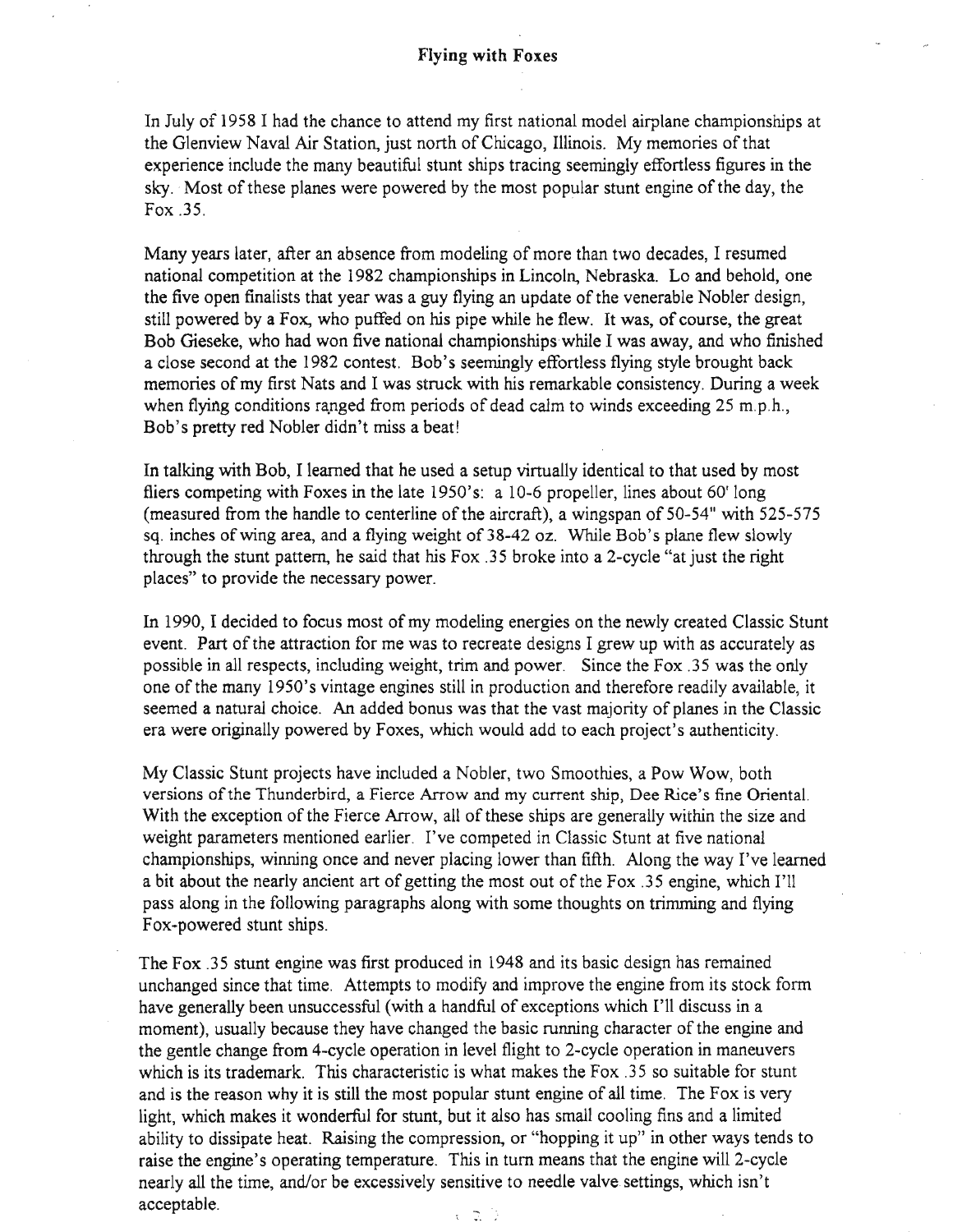## Flying with Foxes

In July of 1958 I had the chance to attend my first national model airplane championships at the Glenview Naval Air Station, just north of Chicago, Illinois. My memories of that experience include the many beautiful stunt ships tracing seemingly effortless figures in the sky. Most of these planes were powered by the most popular stunt engine of the day, the Fox .35.

Many years later, after an absence from modeling of more than two decades, I resumed national competition at the 1982 championships in Lincoln, Nebraska. Lo and behold, one the five open finalists that year was a guy flying an update of the venerable Nobler design, still powered by a Fox, who puffed on his pipe while he flew. It was, of course, the great Bob Gieseke, who had won five national championships while I was away, and who finished a close second at the 1982 contest. Bob's seemingly effortless flying style brought back memories of my first Nats and I was struck with his remarkable consistency. During a week when flying conditions ranged from periods of dead calm to winds exceeding 25 m.p.h., Bob's pretty red Nobler didn't miss a beat!

In talking with Bob, I learned that he used a setup virtually identical to that used by most fliers competing with Foxes in the late 1950's: a 10-6 propeller, lines about 60' long (measured from the handle to centerline of the aircraft), a wingspan of 50-54" with 525-575 sq. inches of wing area, and a flying weight of 38-42 oz. While Bob's plane flew slowly through the stunt pattern, he said that his Fox .35 broke into a 2-cycle "at just the right places" to provide the necessary power.

In 1990, I decided to focus most of my modeling energies on the newly created Classic Stunt event. Part of the attraction for me was to recreate designs I grew up with as accurately as possible in all respects, including weight, trim and power. Since the Fox .35 was the only one of the many 1950's vintage engines still in production and therefore readily available, it seemed a natural choice. An added bonus was that the vast majority of planes in the Classic era were originally powered by Foxes, which would add to each project's authenticity.

My Classic Stunt projects have included a Nobler, two Smoothies, a Pow Wow, both versions of the Thunderbird, a Fierce Arrow and my current ship, Dee Rice's fine Oriental. With the exception of the Fierce Arrow, all of these ships are generally within the size and weight parameters mentioned earlier. I've competed in Classic Stunt at five national championships, winning once and never placing lower than fifth. Along the way I've learned a bit about the nearly ancient art of getting the most out of the Fox .35 engine, which I'll pass along in the following paragraphs along with some thoughts on trimming and flying Fox-powered stunt ships.

The Fox .35 stunt engine was first produced in 1948 and its basic design has remained unchanged since that time. Attempts to modify and improve the engine from its stock form have generally been unsuccessful (with a handful of exceptions which I'll discuss in a moment), usually because they have changed the basic running character of the engine and the gentle change from 4-cycle operation in level flight to 2-cycle operation in maneuvers which is its trademark. This characteristic is what makes the Fox .35 so suitable for stunt and is the reason why it is still the most popular stunt engine of all time. The Fox is very light, which makes it wonderful for stunt, but it also has small cooling fins and a limited ability to dissipate heat. Raising the compression, or "hopping it up" in other ways tends to raise the engine's operating temperature. This in turn means that the engine will 2-cycle nearly all the time, and/or be excessively sensitive to needle valve settings, which isn't acceptable.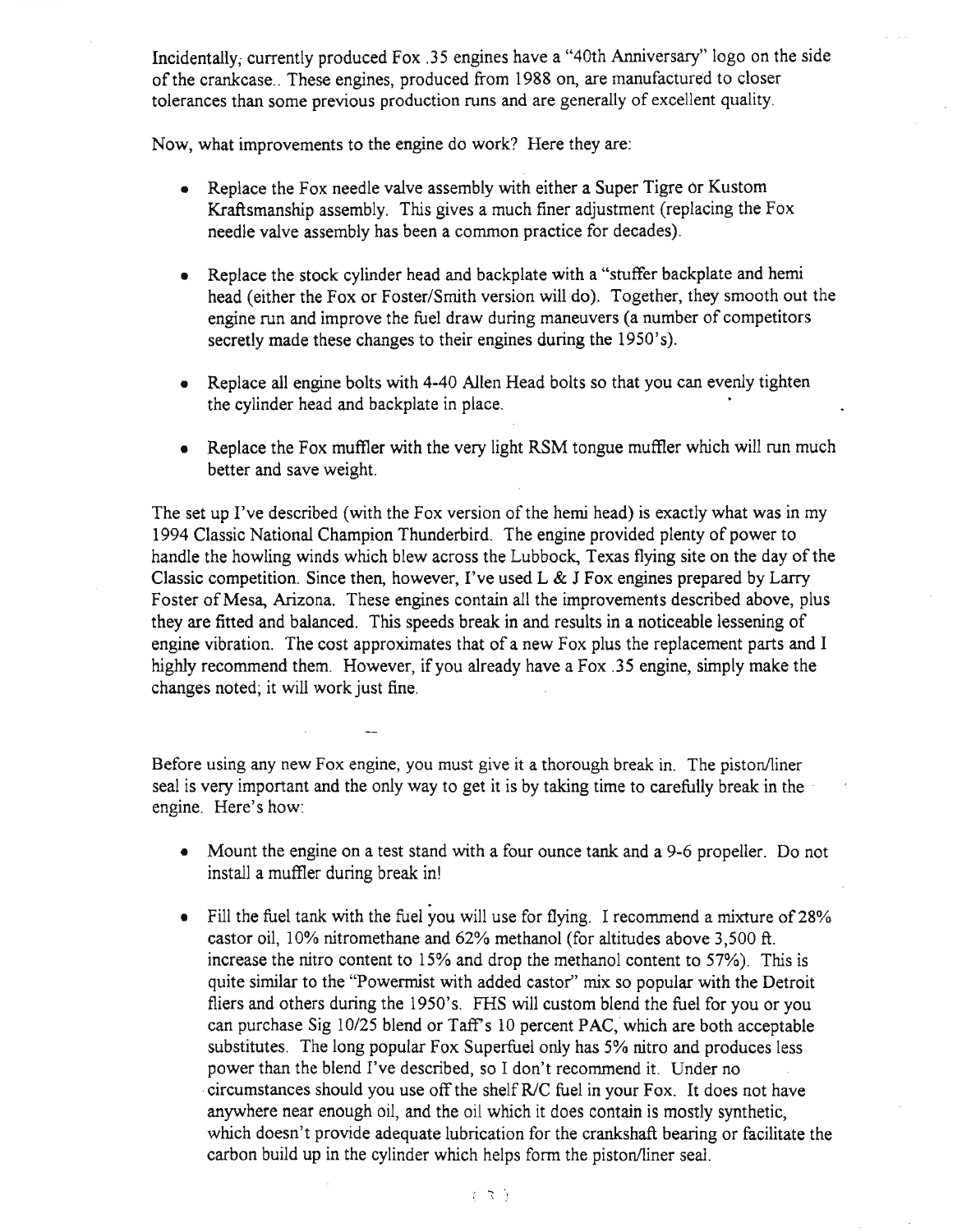Incidentally, currently produced Fox .35 engines have a "40th Anniversary" logo on the side of the crankcase.. These engines, produced from 1988 on, are manufactured to closer tolerances than some previous production runs and are generally of excellent quality.

Now, what improvements to the engine do work? Here they are:

- Replace the Fox needle valve assembly with either a Super Tigre or Kustom Kraftsmanship assembly. This gives a much finer adjustment (replacing the Fox needle valve assembly has been a common practice for decades).

- Replace the stock cylinder head and backplate with a "stuffer backplate and hemi head (either the Fox or Foster/Smith version will do). Together, they smooth out the engine run and improve the fuel draw during maneuvers (a number of competitors secretly made these changes to their engines during the 1950's).

- Replace all engine bolts with 4-40 Allen Head bolts so that you can evenly tighten the cylinder head and backplate in place.

- Replace the Fox muffler with the very light RSM tongue muffler which will run much better and save weight.

The set up I've described (with the Fox version of the hemi head) is exactly what was in my 1994 Classic National Champion Thunderbird. The engine provided plenty of power to handle the howling winds which blew across the Lubbock, Texas flying site on the day of the Classic competition. Since then, however, I've used L & J Fox engines prepared by Larry Foster of Mesa, Arizona. These engines contain all the improvements described above, plus they are fitted and balanced. This speeds break in and results in a noticeable lessening of engine vibration. The cost approximates that of a new Fox plus the replacement parts and I highly recommend them. However, if you already have a Fox .35 engine, simply make the changes noted; it will work just fine.

Before using any new Fox engine, you must give it a thorough break in. The piston/liner seal is very important and the only way to get it is by taking time to carefully break in the engine. Here's how:

- Mount the engine on a test stand with a four ounce tank and a 9-6 propeller. Do not install a muffler during break in!

- Fill the fuel tank with the fuel you will use for flying. I recommend a mixture of 28% castor oil, 10% nitromethane and 62% methanol (for altitudes above 3,500 ft. increase the nitro content to 15% and drop the methanol content to 57%). This is quite similar to the "Powermist with added castor" mix so popular with the Detroit fliers and others during the 1950's. FHS will custom blend the fuel for you or you can purchase Sig 10/25 blend or Taff's 10 percent PAC, which are both acceptable substitutes. The long popular Fox Superfuel only has 5% nitro and produces less power than the blend I've described, so I don't recommend it. Under no circumstances should you use off the shelf R/C fuel in your Fox. It does not have anywhere near enough oil, and the oil which it does contain is mostly synthetic, which doesn't provide adequate lubrication for the crankshaft bearing or facilitate the carbon build up in the cylinder which helps form the piston/liner seal.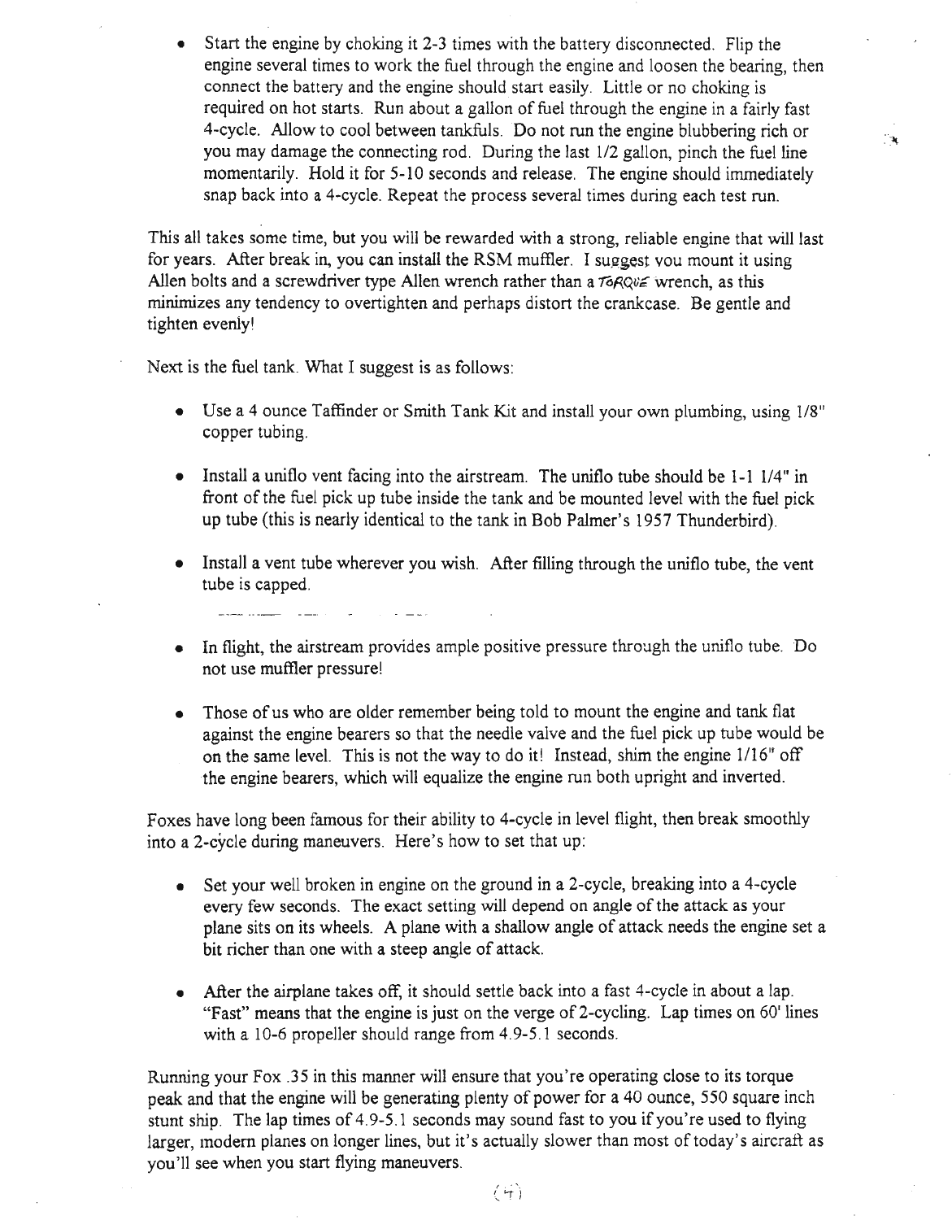- Start the engine by choking it 2-3 times with the battery disconnected. Flip the engine several times to work the fuel through the engine and loosen the bearing, then connect the battery and the engine should start easily. Little or no choking is required on hot starts. Run about a gallon of fuel through the engine in a fairly fast 4-cycle. Allow to cool between tankfuls. Do not run the engine blubbering rich or you may damage the connecting rod. During the last 1/2 gallon, pinch the fuel line momentarily. Hold it for 5-10 seconds and release. The engine should immediately snap back into a 4-cycle. Repeat the process several times during each test run.

This all takes some time, but you will be rewarded with a strong, reliable engine that will last for years. After break in, you can install the RSM muffler. I suggest you mount it using Allen bolts and a screwdriver type Allen wrench rather than a TORQUE wrench, as this minimizes any tendency to overtighten and perhaps distort the crankcase. Be gentle and tighten evenly!

Next is the fuel tank. What I suggest is as follows:

- Use a 4 ounce Taffinder or Smith Tank Kit and install your own plumbing, using 1/8" copper tubing.
- Install a uniflo vent facing into the airstream. The uniflo tube should be 1-1 1/4" in front of the fuel pick up tube inside the tank and be mounted level with the fuel pick up tube (this is nearly identical to the tank in Bob Palmer's 1957 Thunderbird).
- Install a vent tube wherever you wish. After filling through the uniflo tube, the vent tube is capped.
- In flight, the airstream provides ample positive pressure through the uniflo tube. Do not use muffler pressure!
- Those of us who are older remember being told to mount the engine and tank flat against the engine bearers so that the needle valve and the fuel pick up tube would be on the same level. This is not the way to do it! Instead, shim the engine 1/16" off the engine bearers, which will equalize the engine run both upright and inverted.

Foxes have long been famous for their ability to 4-cycle in level flight, then break smoothly into a 2-cycle during maneuvers. Here's how to set that up:

- Set your well broken in engine on the ground in a 2-cycle, breaking into a 4-cycle every few seconds. The exact setting will depend on angle of the attack as your plane sits on its wheels. A plane with a shallow angle of attack needs the engine set a bit richer than one with a steep angle of attack.
- After the airplane takes off, it should settle back into a fast 4-cycle in about a lap. "Fast" means that the engine is just on the verge of 2-cycling. Lap times on 60' lines with a 10-6 propeller should range from 4.9-5.1 seconds.

Running your Fox .35 in this manner will ensure that you're operating close to its torque peak and that the engine will be generating plenty of power for a 40 ounce, 550 square inch stunt ship. The lap times of 4.9-5.1 seconds may sound fast to you if you're used to flying larger, modern planes on longer lines, but it's actually slower than most of today's aircraft as you'll see when you start flying maneuvers.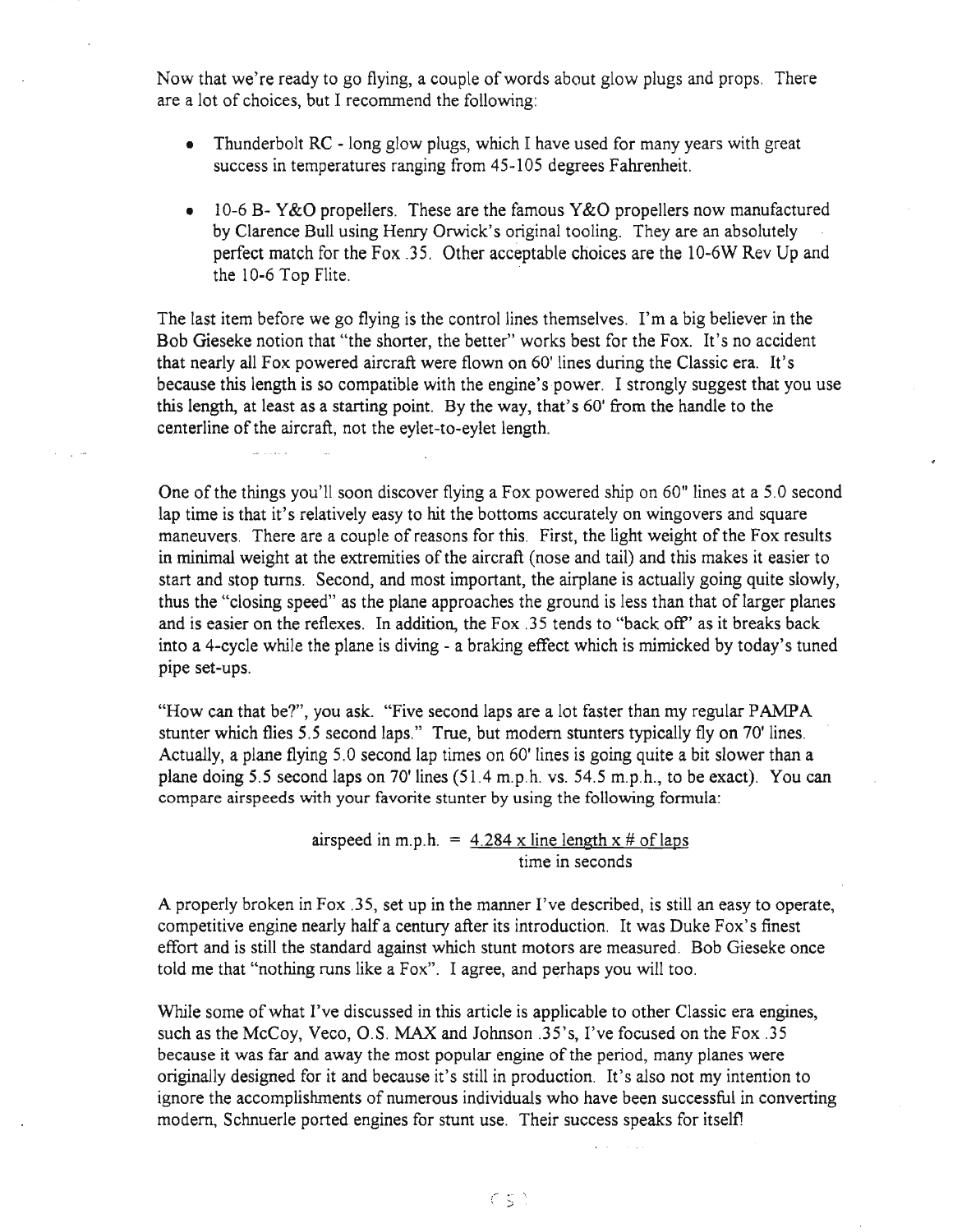Now that we're ready to go flying, a couple of words about glow plugs and props. There are a lot of choices, but I recommend the following:

- Thunderbolt RC - long glow plugs, which I have used for many years with great success in temperatures ranging from 45-105 degrees Fahrenheit.

- 10-6 B- Y&O propellers. These are the famous Y&O propellers now manufactured by Clarence Bull using Henry Orwick's original tooling. They are an absolutely perfect match for the Fox .35. Other acceptable choices are the 10-6W Rev Up and the 10-6 Top Flite.

The last item before we go flying is the control lines themselves. I'm a big believer in the Bob Gieseke notion that "the shorter, the better" works best for the Fox. It's no accident that nearly all Fox powered aircraft were flown on 60' lines during the Classic era. It's because this length is so compatible with the engine's power. I strongly suggest that you use this length, at least as a starting point. By the way, that's 60' from the handle to the centerline of the aircraft, not the eylet-to-eylet length.

One of the things you'll soon discover flying a Fox powered ship on 60" lines at a 5.0 second lap time is that it's relatively easy to hit the bottoms accurately on wingovers and square maneuvers. There are a couple of reasons for this. First, the light weight of the Fox results in minimal weight at the extremities of the aircraft (nose and tail) and this makes it easier to start and stop turns. Second, and most important, the airplane is actually going quite slowly, thus the "closing speed" as the plane approaches the ground is less than that of larger planes and is easier on the reflexes. In addition, the Fox .35 tends to "back off" as it breaks back into a 4-cycle while the plane is diving - a braking effect which is mimicked by today's tuned pipe set-ups.

"How can that be?", you ask. "Five second laps are a lot faster than my regular PAMPA stunter which flies 5.5 second laps." True, but modern stunters typically fly on 70' lines. Actually, a plane flying 5.0 second lap times on 60' lines is going quite a bit slower than a plane doing 5.5 second laps on 70' lines (51.4 m.p.h. vs. 54.5 m.p.h., to be exact). You can compare airspeeds with your favorite stunter by using the following formula:

$$\text{airspeed in m.p.h.} = \frac{4.284 \times \text{line length} \times \text{\# of laps}}{\text{time in seconds}}$$

A properly broken in Fox .35, set up in the manner I've described, is still an easy to operate, competitive engine nearly half a century after its introduction. It was Duke Fox's finest effort and is still the standard against which stunt motors are measured. Bob Gieseke once told me that "nothing runs like a Fox". I agree, and perhaps you will too.

While some of what I've discussed in this article is applicable to other Classic era engines, such as the McCoy, Veco, O.S. MAX and Johnson .35's, I've focused on the Fox .35 because it was far and away the most popular engine of the period, many planes were originally designed for it and because it's still in production. It's also not my intention to ignore the accomplishments of numerous individuals who have been successful in converting modern, Schnuerle ported engines for stunt use. Their success speaks for itself!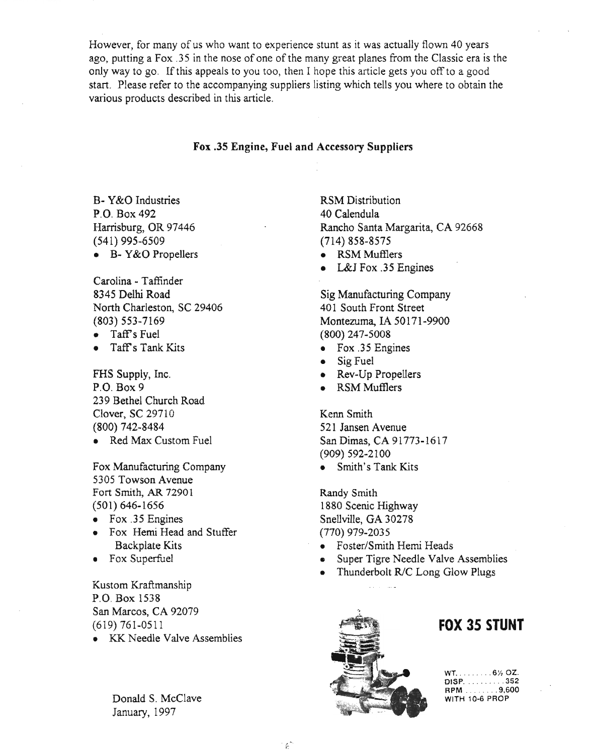However, for many of us who want to experience stunt as it was actually flown 40 years ago, putting a Fox .35 in the nose of one of the many great planes from the Classic era is the only way to go. If this appeals to you too, then I hope this article gets you off to a good start. Please refer to the accompanying suppliers listing which tells you where to obtain the various products described in this article.

**Fox .35 Engine, Fuel and Accessory Suppliers**

B- Y&O Industries
P.O. Box 492
Harrisburg, OR 97446
(541) 995-6509

- B- Y&O Propellers

Carolina - Taffinder
8345 Delhi Road
North Charleston, SC 29406
(803) 553-7169

- Taff's Fuel
- Taff's Tank Kits

FHS Supply, Inc.
P.O. Box 9
239 Bethel Church Road
Clover, SC 29710
(800) 742-8484

- Red Max Custom Fuel

Fox Manufacturing Company
5305 Towson Avenue
Fort Smith, AR 72901
(501) 646-1656

- Fox .35 Engines
- Fox Hemi Head and Stuffer Backplate Kits
- Fox Superfuel

Kustom Kraftmanship
P.O. Box 1538
San Marcos, CA 92079
(619) 761-0511

- KK Needle Valve Assemblies

RSM Distribution
40 Calendula
Rancho Santa Margarita, CA 92668
(714) 858-8575

- RSM Mufflers
- L&J Fox .35 Engines

Sig Manufacturing Company
401 South Front Street
Montezuma, IA 50171-9900
(800) 247-5008

- Fox .35 Engines
- Sig Fuel
- Rev-Up Propellers
- RSM Mufflers

Kenn Smith
521 Jansen Avenue
San Dimas, CA 91773-1617
(909) 592-2100

- Smith's Tank Kits

Randy Smith
1880 Scenic Highway
Snellville, GA 30278
(770) 979-2035

- Foster/Smith Hemi Heads
- Super Tigre Needle Valve Assemblies
- Thunderbolt R/C Long Glow Plugs

**FOX 35 STUNT**

WT. . . . . . . . . 6½ OZ.
DISP. . . . . . . . . .352
RPM . . . . . . . . 9,600
WITH 10-6 PROP

Donald S. McClave
January, 1997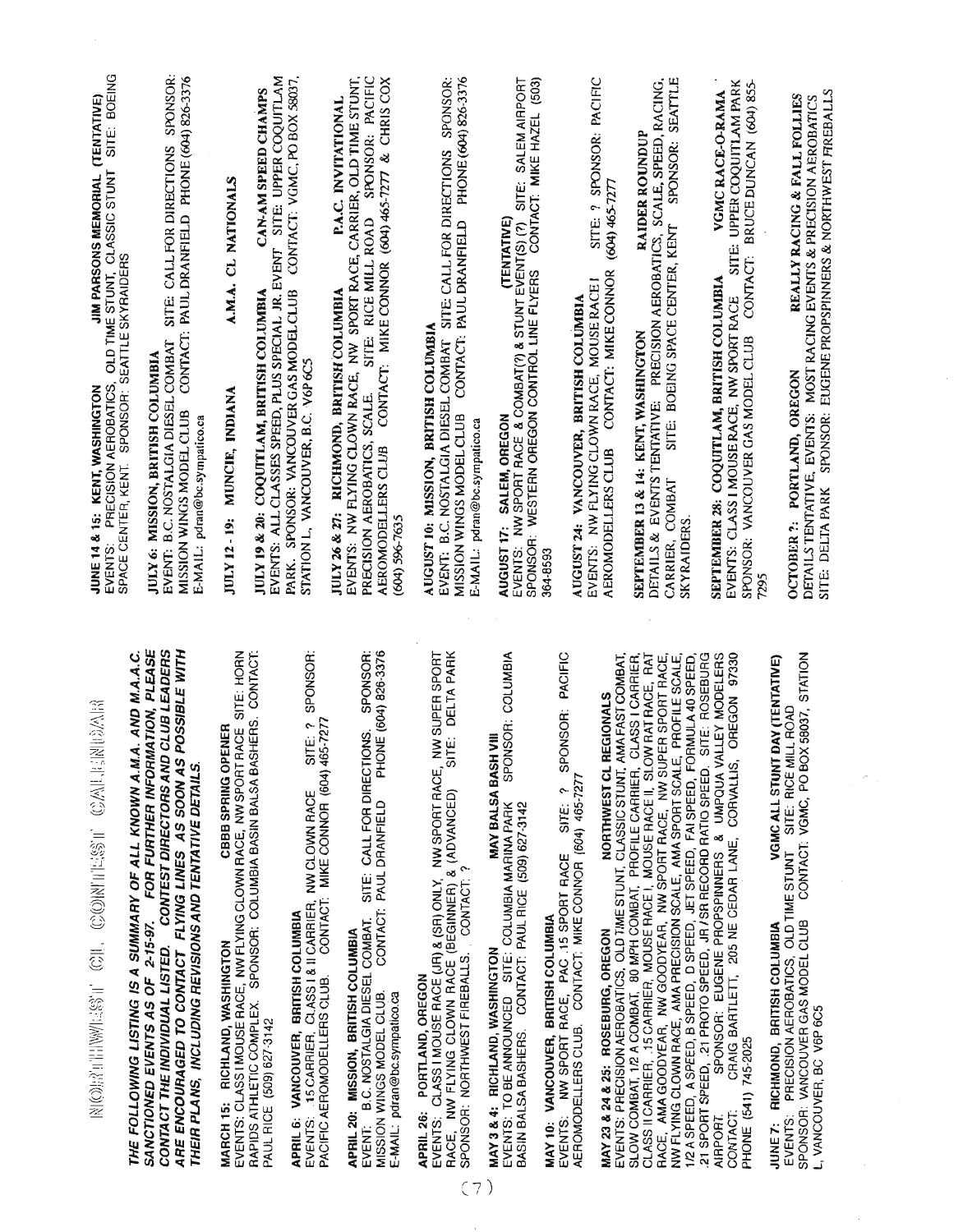# NORTHWEST CL CONTEST CALENDAR

***THE FOLLOWING LISTING IS A SUMMARY OF ALL KNOWN A.M.A. AND M.A.A.C. SANCTIONED EVENTS AS OF 2-15-97. FOR FURTHER INFORMATION, PLEASE CONTACT THE INDIVIDUAL LISTED. CONTEST DIRECTORS AND CLUB LEADERS ARE ENCOURAGED TO CONTACT FLYING LINES AS SOON AS POSSIBLE WITH THEIR PLANS, INCLUDING REVISIONS AND TENTATIVE DETAILS.***

**MARCH 15: RICHLAND, WASHINGTON** — **CBBB SPRING OPENER**
EVENTS: CLASS I MOUSE RACE, NW FLYING CLOWN RACE, NW SPORT RACE SITE: HORN RAPIDS ATHLETIC COMPLEX. SPONSOR: COLUMBIA BASIN BALSA BASHERS. CONTACT: PAUL RICE (509) 627-3142

**APRIL 6: VANCOUVER, BRITISH COLUMBIA**
EVENTS: 15 CARRIER, CLASS I & II CARRIER, NW CLOWN RACE SITE: ? SPONSOR: PACIFIC AEROMODELLERS CLUB. CONTACT: MIKE CONNOR (604) 465-7277

**APRIL 20: MISSION, BRITISH COLUMBIA**
EVENT: B.C. NOSTALGIA DIESEL COMBAT. SITE: CALL FOR DIRECTIONS. SPONSOR: MISSION WINGS MODEL CLUB. CONTACT: PAUL DRANFIELD PHONE (604) 826-3376 E-MAIL: pdran@bc.sympatico.ca

**APRIL 26: PORTLAND, OREGON**
EVENTS: CLASS I MOUSE RACE (JR) & (SR) ONLY, NW SPORT RACE, NW SUPER SPORT RACE, NW FLYING CLOWN RACE (BEGINNER) & (ADVANCED) SITE: DELTA PARK SPONSOR: NORTHWEST FIREBALLS. CONTACT: ?

**MAY 3 & 4: RICHLAND, WASHINGTON** — **MAY BALSA BASH VIII**
EVENTS: TO BE ANNOUNCED SITE: COLUMBIA MARINA PARK SPONSOR: COLUMBIA BASIN BALSA BASHERS. CONTACT: PAUL RICE (509) 627-3142

**MAY 10: VANCOUVER, BRITISH COLUMBIA**
EVENTS: NW SPORT RACE, PAC. 15 SPORT RACE SITE: ? SPONSOR: PACIFIC AEROMODELLERS CLUB. CONTACT: MIKE CONNOR (604) 465-7277

**MAY 23 & 24 & 25: ROSEBURG, OREGON** — **NORTHWEST CL REGIONALS**
EVENTS: PRECISION AEROBATICS, OLD TIME STUNT, CLASSIC STUNT, AMA FAST COMBAT, SLOW COMBAT, 1/2 A COMBAT, 80 MPH COMBAT, PROFILE CARRIER, CLASS I CARRIER, CLASS II CARRIER, .15 CARRIER, MOUSE RACE I, MOUSE RACE II, SLOW RAT RACE, RAT RACE, AMA GOODYEAR, NW GOODYEAR, NW SPORT RACE, NW SUPER SPORT RACE, NW FLYING CLOWN RACE, AMA PRECISION SCALE, AMA SPORT SCALE, PROFILE SCALE, 1/2 A SPEED, A SPEED, B SPEED, D SPEED, JET SPEED, FAI SPEED, FORMULA 40 SPEED, .21 SPORT SPEED, .21 PROTO SPEED, JR / SR RECORD RATIO SPEED. SITE: ROSEBURG AIRPORT. SPONSOR: EUGENE PROPSPINNERS & UMPQUA VALLEY MODELERS CONTACT: CRAIG BARTLETT, 205 NE CEDAR LANE, CORVALLIS, OREGON 97330 PHONE (541) 745-2025

**JUNE 7: RICHMOND, BRITISH COLUMBIA** — **VGMC ALL STUNT DAY (TENTATIVE)**
EVENTS: PRECISION AEROBATICS, OLD TIME STUNT SITE: RICE MILL ROAD SPONSOR: VANCOUVER GAS MODEL CLUB CONTACT: VGMC, PO BOX 58037, STATION L, VANCOUVER, BC V6P 6C5

**JUNE 14 & 15: KENT, WASHINGTON** — **JIM PARSONS MEMORIAL (TENTATIVE)**
EVENTS: PRECISION AEROBATICS, OLD TIME STUNT, CLASSIC STUNT SITE: BOEING SPACE CENTER, KENT. SPONSOR: SEATTLE SKYRAIDERS

**JULY 6: MISSION, BRITISH COLUMBIA**
EVENT: B.C. NOSTALGIA DIESEL COMBAT SITE: CALL FOR DIRECTIONS SPONSOR: MISSION WINGS MODEL CLUB CONTACT: PAUL DRANFIELD PHONE (604) 826-3376 E-MAIL: pdran@bc.sympatico.ca

**JULY 12 - 19: MUNCIE, INDIANA** — **A.M.A. CL NATIONALS**

**JULY 19 & 20: COQUITLAM, BRITISH COLUMBIA** — **CAN-AM SPEED CHAMPS**
EVENTS: ALL CLASSES SPEED, PLUS SPECIAL JR. EVENT SITE: UPPER COQUITLAM PARK. SPONSOR: VANCOUVER GAS MODEL CLUB CONTACT: VGMC, PO BOX 58037, STATION L, VANCOUVER, B.C. V6P 6C5

**JULY 26 & 27: RICHMOND, BRITISH COLUMBIA** — **P.A.C. INVITATIONAL**
EVENTS: NW FLYING CLOWN RACE, NW SPORT RACE, CARRIER, OLD TIME STUNT, PRECISION AEROBATICS, SCALE. SITE: RICE MILL ROAD SPONSOR: PACIFIC AEROMODELLERS CLUB CONTACT: MIKE CONNOR (604) 465-7277 & CHRIS COX (604) 596-7635

**AUGUST 10: MISSION, BRITISH COLUMBIA**
EVENT: B.C. NOSTALGIA DIESEL COMBAT SITE: CALL FOR DIRECTIONS SPONSOR: MISSION WINGS MODEL CLUB CONTACT: PAUL DRANFIELD PHONE (604) 826-3376 E-MAIL: pdran@bc.sympatico.ca

**AUGUST 17: SALEM, OREGON** — **(TENTATIVE)**
EVENTS: NW SPORT RACE & COMBAT(?) & STUNT EVENT(S) (?) SITE: SALEM AIRPORT SPONSOR: WESTERN OREGON CONTROL LINE FLYERS CONTACT: MIKE HAZEL (503) 364-8593

**AUGUST 24: VANCOUVER, BRITISH COLUMBIA**
EVENTS: NW FLYING CLOWN RACE, MOUSE RACE I SITE: ? SPONSOR: PACIFIC AEROMODELLERS CLUB CONTACT: MIKE CONNOR (604) 465-7277

**SEPTEMBER 13 & 14: KENT, WASHINGTON** — **RAIDER ROUNDUP**
DETAILS & EVENTS TENTATIVE: PRECISION AEROBATICS, SCALE, SPEED, RACING, CARRIER, COMBAT SITE: BOEING SPACE CENTER, KENT SPONSOR: SEATTLE SKYRAIDERS.

**SEPTEMBER 28: COQUITLAM, BRITISH COLUMBIA** — **VGMC RACE-O-RAMA**
EVENTS: CLASS I MOUSE RACE, NW SPORT RACE SITE: UPPER COQUITLAM PARK SPONSOR: VANCOUVER GAS MODEL CLUB CONTACT: BRUCE DUNCAN (604) 855-7295

**OCTOBER ?: PORTLAND, OREGON** — **REALLY RACING & FALL FOLLIES**
DETAILS TENTATIVE, EVENTS: MOST RACING EVENTS & PRECISION AEROBATICS SITE: DELTA PARK SPONSOR: EUGENE PROPSPINNERS & NORTHWEST FIREBALLS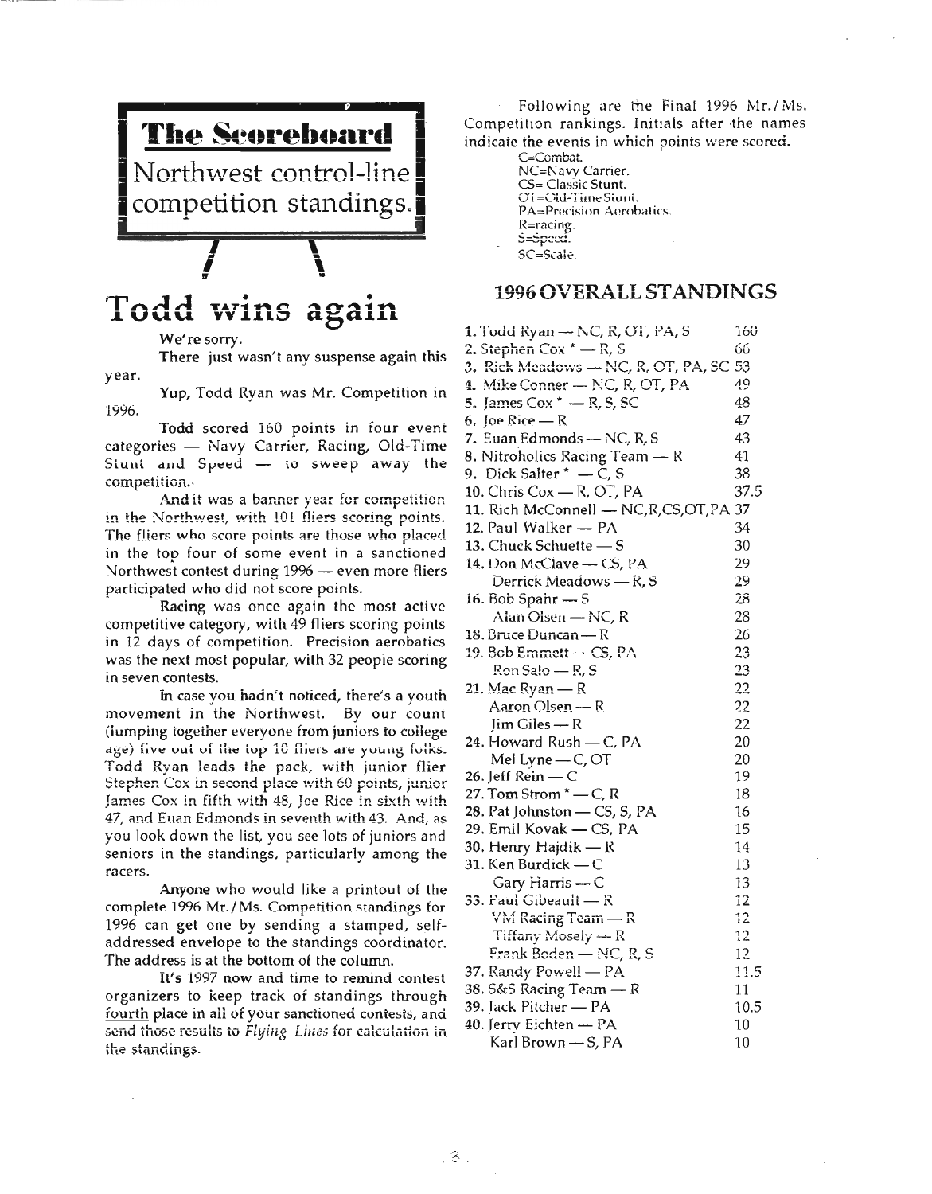# The Scoreboard

Northwest control-line competition standings.

## Todd wins again

We're sorry.

There just wasn't any suspense again this year.

Yup, Todd Ryan was Mr. Competition in 1996.

Todd scored 160 points in four event categories — Navy Carrier, Racing, Old-Time Stunt and Speed — to sweep away the competition.

And it was a banner year for competition in the Northwest, with 101 fliers scoring points. The fliers who score points are those who placed in the top four of some event in a sanctioned Northwest contest during 1996 — even more fliers participated who did not score points.

Racing was once again the most active competitive category, with 49 fliers scoring points in 12 days of competition. Precision aerobatics was the next most popular, with 32 people scoring in seven contests.

In case you hadn't noticed, there's a youth movement in the Northwest. By our count (lumping together everyone from juniors to college age) five out of the top 10 fliers are young folks. Todd Ryan leads the pack, with junior flier Stephen Cox in second place with 60 points, junior James Cox in fifth with 48, Joe Rice in sixth with 47, and Euan Edmonds in seventh with 43. And, as you look down the list, you see lots of juniors and seniors in the standings, particularly among the racers.

Anyone who would like a printout of the complete 1996 Mr./Ms. Competition standings for 1996 can get one by sending a stamped, self-addressed envelope to the standings coordinator. The address is at the bottom of the column.

It's 1997 now and time to remind contest organizers to keep track of standings through fourth place in all of your sanctioned contests, and send those results to *Flying Lines* for calculation in the standings.

Following are the Final 1996 Mr./Ms. Competition rankings. Initials after the names indicate the events in which points were scored.

C=Combat.
NC=Navy Carrier.
CS= Classic Stunt.
OT=Old-Time Stunt.
PA=Precision Aerobatics.
R=racing.
S=Speed.
SC=Scale.

### 1996 OVERALL STANDINGS

| Rank | Name — Events | Points |
|---|---|---|
| 1. | Todd Ryan — NC, R, OT, PA, S | 160 |
| 2. | Stephen Cox * — R, S | 66 |
| 3. | Rick Meadows — NC, R, OT, PA, SC | 53 |
| 4. | Mike Conner — NC, R, OT, PA | 49 |
| 5. | James Cox * — R, S, SC | 48 |
| 6. | Joe Rice — R | 47 |
| 7. | Euan Edmonds — NC, R, S | 43 |
| 8. | Nitroholics Racing Team — R | 41 |
| 9. | Dick Salter * — C, S | 38 |
| 10. | Chris Cox — R, OT, PA | 37.5 |
| 11. | Rich McConnell — NC,R,CS,OT,PA | 37 |
| 12. | Paul Walker — PA | 34 |
| 13. | Chuck Schuette — S | 30 |
| 14. | Don McClave — CS, PA | 29 |
| | Derrick Meadows — R, S | 29 |
| 16. | Bob Spahr — S | 28 |
| | Alan Olsen — NC, R | 28 |
| 18. | Bruce Duncan — R | 26 |
| 19. | Bob Emmett — CS, PA | 23 |
| | Ron Salo — R, S | 23 |
| 21. | Mac Ryan — R | 22 |
| | Aaron Olsen — R | 22 |
| | Jim Giles — R | 22 |
| 24. | Howard Rush — C, PA | 20 |
| | Mel Lyne — C, OT | 20 |
| 26. | Jeff Rein — C | 19 |
| 27. | Tom Strom * — C, R | 18 |
| 28. | Pat Johnston — CS, S, PA | 16 |
| 29. | Emil Kovak — CS, PA | 15 |
| 30. | Henry Hajdik — R | 14 |
| 31. | Ken Burdick — C | 13 |
| | Gary Harris — C | 13 |
| 33. | Paul Gibeault — R | 12 |
| | VM Racing Team — R | 12 |
| | Tiffany Mosely — R | 12 |
| | Frank Boden — NC, R, S | 12 |
| 37. | Randy Powell — PA | 11.5 |
| 38. | S&S Racing Team — R | 11 |
| 39. | Jack Pitcher — PA | 10.5 |
| 40. | Jerry Eichten — PA | 10 |
| | Karl Brown — S, PA | 10 |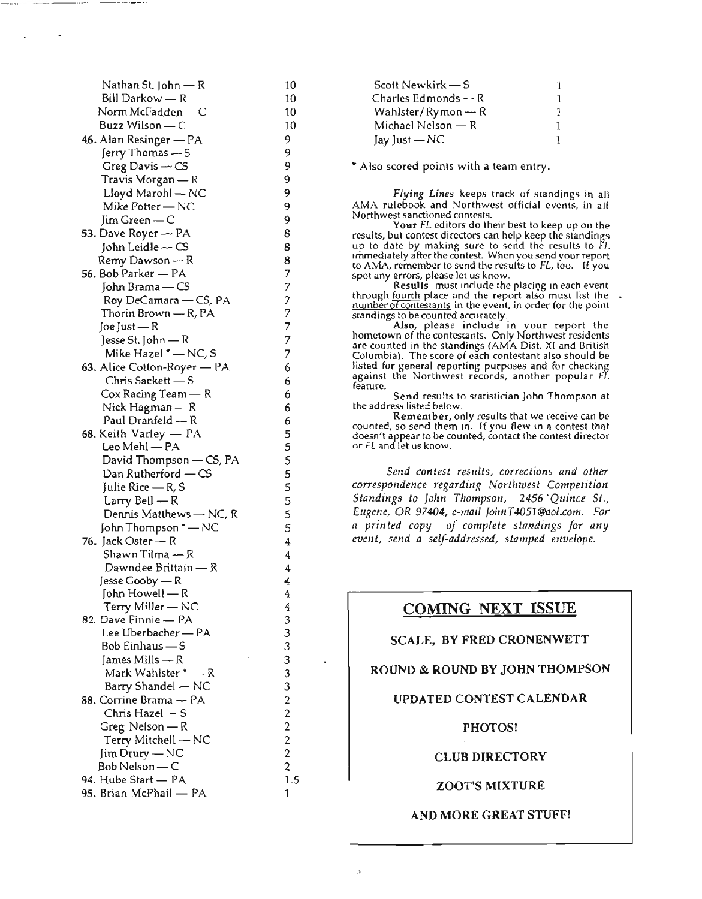| Name | Points |
|---|---|
| Nathan St. John — R | 10 |
| Bill Darkow — R | 10 |
| Norm McFadden — C | 10 |
| Buzz Wilson — C | 10 |
| 46. Alan Resinger — PA | 9 |
| Jerry Thomas — S | 9 |
| Greg Davis — CS | 9 |
| Travis Morgan — R | 9 |
| Lloyd Marohl — NC | 9 |
| Mike Potter — NC | 9 |
| Jim Green — C | 9 |
| 53. Dave Royer — PA | 8 |
| John Leidle — CS | 8 |
| Remy Dawson — R | 8 |
| 56. Bob Parker — PA | 7 |
| John Brama — CS | 7 |
| Roy DeCamara — CS, PA | 7 |
| Thorin Brown — R, PA | 7 |
| Joe Just — R | 7 |
| Jesse St. John — R | 7 |
| Mike Hazel * — NC, S | 7 |
| 63. Alice Cotton-Royer — PA | 6 |
| Chris Sackett — S | 6 |
| Cox Racing Team — R | 6 |
| Nick Hagman — R | 6 |
| Paul Dranfeld — R | 6 |
| 68. Keith Varley — PA | 5 |
| Leo Mehl — PA | 5 |
| David Thompson — CS, PA | 5 |
| Dan Rutherford — CS | 5 |
| Julie Rice — R, S | 5 |
| Larry Bell — R | 5 |
| Dennis Matthews — NC, R | 5 |
| John Thompson * — NC | 5 |
| 76. Jack Oster — R | 4 |
| Shawn Tilma — R | 4 |
| Dawndee Brittain — R | 4 |
| Jesse Gooby — R | 4 |
| John Howell — R | 4 |
| Terry Miller — NC | 4 |
| 82. Dave Finnie — PA | 3 |
| Lee Uberbacher — PA | 3 |
| Bob Einhaus — S | 3 |
| James Mills — R | 3 |
| Mark Wahlster * — R | 3 |
| Barry Shandel — NC | 3 |
| 88. Corrine Brama — PA | 2 |
| Chris Hazel — S | 2 |
| Greg Nelson — R | 2 |
| Terry Mitchell — NC | 2 |
| Jim Drury — NC | 2 |
| Bob Nelson — C | 2 |
| 94. Hube Start — PA | 1.5 |
| 95. Brian McPhail — PA | 1 |
| Scott Newkirk — S | 1 |
| Charles Edmonds — R | 1 |
| Wahlster/Rymon — R | 1 |
| Michael Nelson — R | 1 |
| Jay Just — NC | 1 |

* Also scored points with a team entry.

*Flying Lines* keeps track of standings in all AMA rulebook and Northwest official events, in all Northwest sanctioned contests.

**Your** *FL* editors do their best to keep up on the results, but contest directors can help keep the standings up to date by making sure to send the results to *FL* immediately after the contest. When you send your report to AMA, remember to send the results to *FL*, too. If you spot any errors, please let us know.

**Results** must include the placing in each event through fourth place and the report also must list the number of contestants in the event, in order for the point standings to be counted accurately.

**Also**, please include in your report the hometown of the contestants. Only Northwest residents are counted in the standings (AMA Dist. XI and British Columbia). The score of each contestant also should be listed for general reporting purposes and for checking against the Northwest records, another popular *FL* feature.

**Send** results to statistician John Thompson at the address listed below.

**Remember**, only results that we receive can be counted, so send them in. If you flew in a contest that doesn't appear to be counted, contact the contest director or *FL* and let us know.

*Send contest results, corrections and other correspondence regarding Northwest Competition Standings to John Thompson, 2456 Quince St., Eugene, OR 97404, e-mail JohnT4051@aol.com. For a printed copy of complete standings for any event, send a self-addressed, stamped envelope.*

## COMING NEXT ISSUE

**SCALE, BY FRED CRONENWETT**

**ROUND & ROUND BY JOHN THOMPSON**

**UPDATED CONTEST CALENDAR**

**PHOTOS!**

**CLUB DIRECTORY**

**ZOOT'S MIXTURE**

**AND MORE GREAT STUFF!**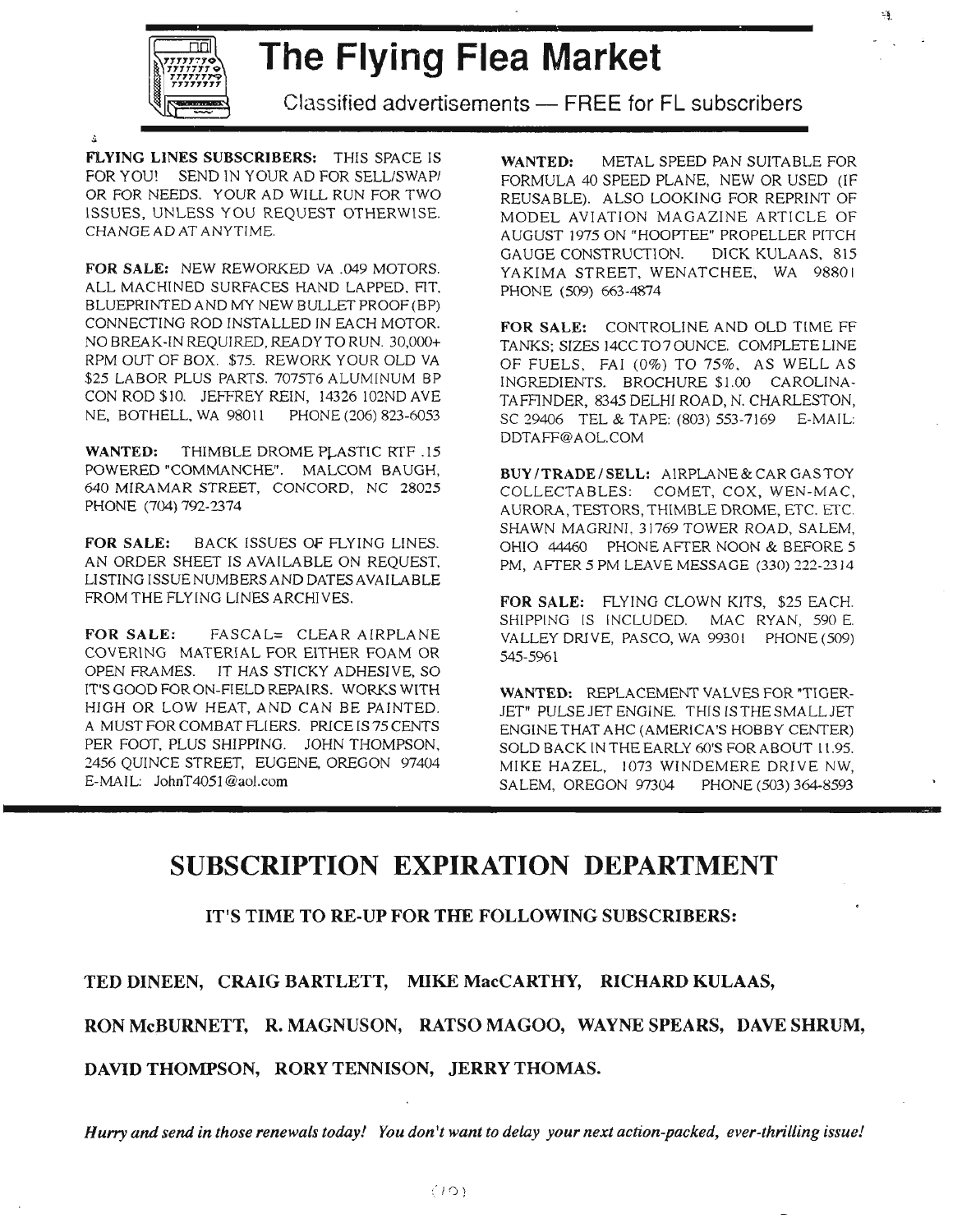# The Flying Flea Market

Classified advertisements — FREE for FL subscribers

**FLYING LINES SUBSCRIBERS:** THIS SPACE IS FOR YOU! SEND IN YOUR AD FOR SELL/SWAP/ OR FOR NEEDS. YOUR AD WILL RUN FOR TWO ISSUES, UNLESS YOU REQUEST OTHERWISE. CHANGE AD AT ANYTIME.

**FOR SALE:** NEW REWORKED VA .049 MOTORS. ALL MACHINED SURFACES HAND LAPPED, FIT, BLUEPRINTED AND MY NEW BULLET PROOF (BP) CONNECTING ROD INSTALLED IN EACH MOTOR. NO BREAK-IN REQUIRED, READY TO RUN. 30,000+ RPM OUT OF BOX. $75. REWORK YOUR OLD VA $25 LABOR PLUS PARTS. 7075T6 ALUMINUM BP CON ROD $10. JEFFREY REIN, 14326 102ND AVE NE, BOTHELL, WA 98011 PHONE (206) 823-6053

**WANTED:** THIMBLE DROME PLASTIC RTF .15 POWERED "COMMANCHE". MALCOM BAUGH, 640 MIRAMAR STREET, CONCORD, NC 28025 PHONE (704) 792-2374

**FOR SALE:** BACK ISSUES OF FLYING LINES. AN ORDER SHEET IS AVAILABLE ON REQUEST, LISTING ISSUE NUMBERS AND DATES AVAILABLE FROM THE FLYING LINES ARCHIVES.

**FOR SALE:** FASCAL= CLEAR AIRPLANE COVERING MATERIAL FOR EITHER FOAM OR OPEN FRAMES. IT HAS STICKY ADHESIVE, SO IT'S GOOD FOR ON-FIELD REPAIRS. WORKS WITH HIGH OR LOW HEAT, AND CAN BE PAINTED. A MUST FOR COMBAT FLIERS. PRICE IS 75 CENTS PER FOOT, PLUS SHIPPING. JOHN THOMPSON, 2456 QUINCE STREET, EUGENE, OREGON 97404 E-MAIL: JohnT4051@aol.com

**WANTED:** METAL SPEED PAN SUITABLE FOR FORMULA 40 SPEED PLANE, NEW OR USED (IF REUSABLE). ALSO LOOKING FOR REPRINT OF MODEL AVIATION MAGAZINE ARTICLE OF AUGUST 1975 ON "HOOPTEE" PROPELLER PITCH GAUGE CONSTRUCTION. DICK KULAAS, 815 YAKIMA STREET, WENATCHEE, WA 98801 PHONE (509) 663-4874

**FOR SALE:** CONTROLINE AND OLD TIME FF TANKS; SIZES 14CC TO 7 OUNCE. COMPLETE LINE OF FUELS, FAI (0%) TO 75%, AS WELL AS INGREDIENTS. BROCHURE $1.00 CAROLINA-TAFFINDER, 8345 DELHI ROAD, N. CHARLESTON, SC 29406 TEL & TAPE: (803) 553-7169 E-MAIL: DDTAFF@AOL.COM

**BUY / TRADE / SELL:** AIRPLANE & CAR GAS TOY COLLECTABLES: COMET, COX, WEN-MAC, AURORA, TESTORS, THIMBLE DROME, ETC. ETC. SHAWN MAGRINI, 31769 TOWER ROAD, SALEM, OHIO 44460 PHONE AFTER NOON & BEFORE 5 PM, AFTER 5 PM LEAVE MESSAGE (330) 222-2314

**FOR SALE:** FLYING CLOWN KITS, $25 EACH. SHIPPING IS INCLUDED. MAC RYAN, 590 E. VALLEY DRIVE, PASCO, WA 99301 PHONE (509) 545-5961

**WANTED:** REPLACEMENT VALVES FOR "TIGER-JET" PULSE JET ENGINE. THIS IS THE SMALL JET ENGINE THAT AHC (AMERICA'S HOBBY CENTER) SOLD BACK IN THE EARLY 60'S FOR ABOUT 11.95. MIKE HAZEL, 1073 WINDEMERE DRIVE NW, SALEM, OREGON 97304 PHONE (503) 364-8593

# SUBSCRIPTION EXPIRATION DEPARTMENT

**IT'S TIME TO RE-UP FOR THE FOLLOWING SUBSCRIBERS:**

**TED DINEEN, CRAIG BARTLETT, MIKE MacCARTHY, RICHARD KULAAS,**

**RON McBURNETT, R. MAGNUSON, RATSO MAGOO, WAYNE SPEARS, DAVE SHRUM,**

**DAVID THOMPSON, RORY TENNISON, JERRY THOMAS.**

***Hurry and send in those renewals today! You don't want to delay your next action-packed, ever-thrilling issue!***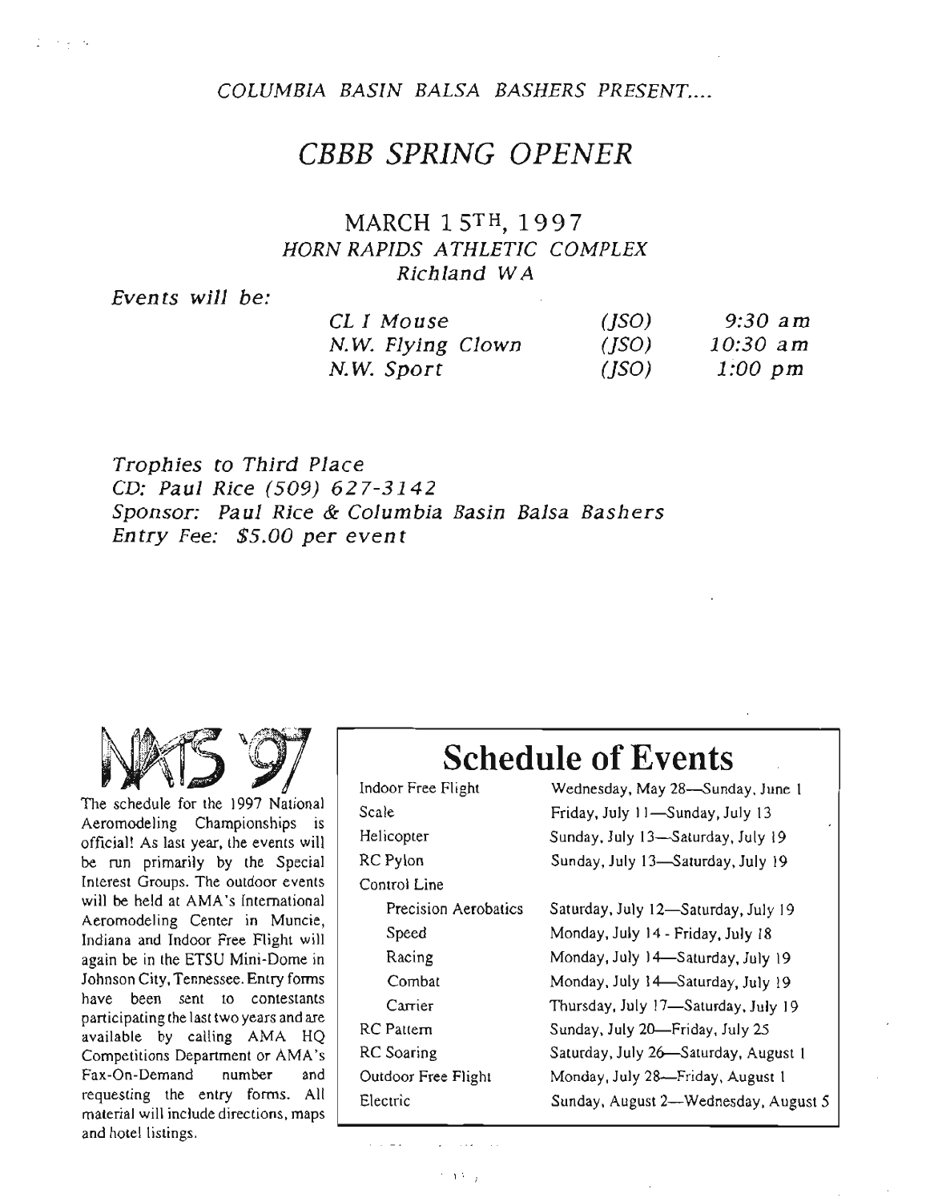*COLUMBIA BASIN BALSA BASHERS PRESENT....*

# *CBBB SPRING OPENER*

## MARCH 15TH, 1997
### *HORN RAPIDS ATHLETIC COMPLEX*
### *Richland WA*

*Events will be:*

| | | |
|---|---|---|
| *CL I Mouse* | *(JSO)* | *9:30 am* |
| *N.W. Flying Clown* | *(JSO)* | *10:30 am* |
| *N.W. Sport* | *(JSO)* | *1:00 pm* |

*Trophies to Third Place*
*CD: Paul Rice (509) 627-3142*
*Sponsor: Paul Rice & Columbia Basin Balsa Bashers*
*Entry Fee: $5.00 per event*

NATS '97

The schedule for the 1997 National Aeromodeling Championships is official! As last year, the events will be run primarily by the Special Interest Groups. The outdoor events will be held at AMA's International Aeromodeling Center in Muncie, Indiana and Indoor Free Flight will again be in the ETSU Mini-Dome in Johnson City, Tennessee. Entry forms have been sent to contestants participating the last two years and are available by calling AMA HQ Competitions Department or AMA's Fax-On-Demand number and requesting the entry forms. All material will include directions, maps and hotel listings.

# Schedule of Events

| Event | Dates |
|---|---|
| Indoor Free Flight | Wednesday, May 28—Sunday, June 1 |
| Scale | Friday, July 11—Sunday, July 13 |
| Helicopter | Sunday, July 13—Saturday, July 19 |
| RC Pylon | Sunday, July 13—Saturday, July 19 |
| Control Line | |
| Precision Aerobatics | Saturday, July 12—Saturday, July 19 |
| Speed | Monday, July 14 - Friday, July 18 |
| Racing | Monday, July 14—Saturday, July 19 |
| Combat | Monday, July 14—Saturday, July 19 |
| Carrier | Thursday, July 17—Saturday, July 19 |
| RC Pattern | Sunday, July 20—Friday, July 25 |
| RC Soaring | Saturday, July 26—Saturday, August 1 |
| Outdoor Free Flight | Monday, July 28—Friday, August 1 |
| Electric | Sunday, August 2—Wednesday, August 5 |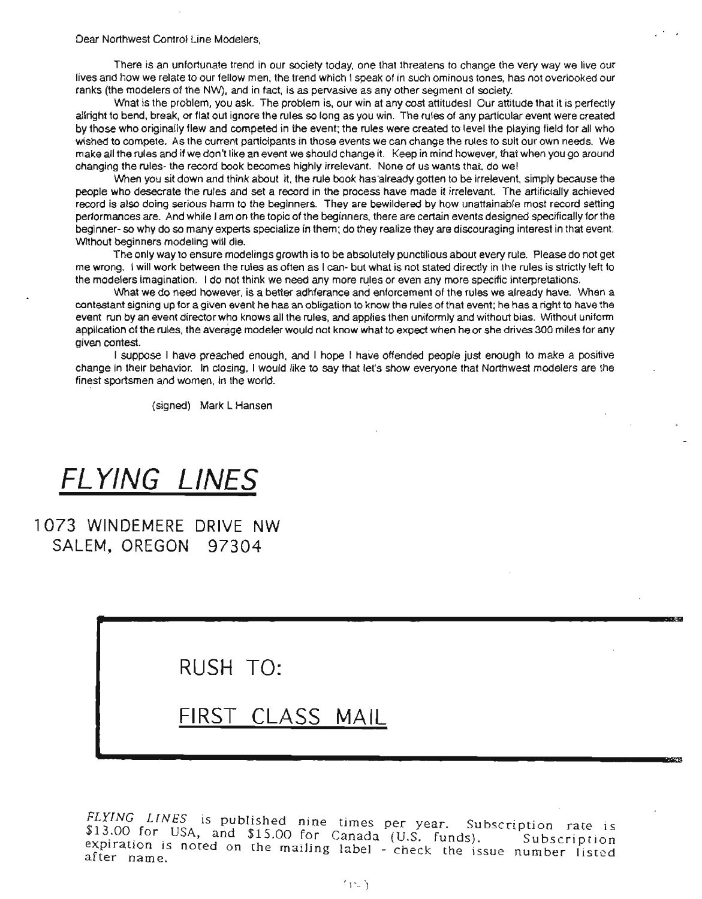Dear Northwest Control Line Modelers,

There is an unfortunate trend in our society today, one that threatens to change the very way we live our lives and how we relate to our fellow men, the trend which I speak of in such ominous tones, has not overlooked our ranks (the modelers of the NW), and in fact, is as pervasive as any other segment of society.

What is the problem, you ask. The problem is, our win at any cost attitudes! Our attitude that it is perfectly alright to bend, break, or flat out ignore the rules so long as you win. The rules of any particular event were created by those who originally flew and competed in the event; the rules were created to level the playing field for all who wished to compete. As the current participants in those events we can change the rules to suit our own needs. We make all the rules and if we don't like an event we should change it. Keep in mind however, that when you go around changing the rules- the record book becomes highly irrelevant. None of us wants that, do we!

When you sit down and think about it, the rule book has already gotten to be irrelevent, simply because the people who desecrate the rules and set a record in the process have made it irrelevant. The artificially achieved record is also doing serious harm to the beginners. They are bewildered by how unattainable most record setting performances are. And while I am on the topic of the beginners, there are certain events designed specifically for the beginner- so why do so many experts specialize in them; do they realize they are discouraging interest in that event. Without beginners modeling will die.

The only way to ensure modelings growth is to be absolutely punctilious about every rule. Please do not get me wrong. I will work between the rules as often as I can- but what is not stated directly in the rules is strictly left to the modelers imagination. I do not think we need any more rules or even any more specific interpretations.

What we do need however, is a better adhferance and enforcement of the rules we already have. When a contestant signing up for a given event he has an obligation to know the rules of that event; he has a right to have the event run by an event director who knows all the rules, and applies then uniformly and without bias. Without uniform application of the rules, the average modeler would not know what to expect when he or she drives 300 miles for any given contest.

I suppose I have preached enough, and I hope I have offended people just enough to make a positive change in their behavior. In closing, I would like to say that let's show everyone that Northwest modelers are the finest sportsmen and women, in the world.

(signed) Mark L Hansen

# FLYING LINES

1073 WINDEMERE DRIVE NW
SALEM, OREGON 97304

RUSH TO:

FIRST CLASS MAIL

*FLYING LINES* is published nine times per year. Subscription rate is $13.00 for USA, and $15.00 for Canada (U.S. funds). Subscription expiration is noted on the mailing label - check the issue number listed after name.